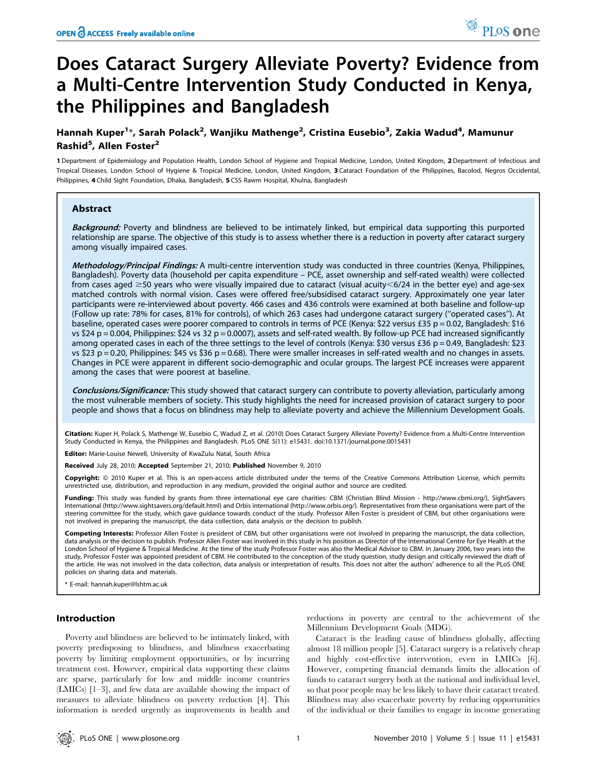# Does Cataract Surgery Alleviate Poverty? Evidence from a Multi-Centre Intervention Study Conducted in Kenya, the Philippines and Bangladesh

**Hannah Kuper[1]*, Sarah Polack[2], Wanjiku Mathenge[2], Cristina Eusebio[3], Zakia Wadud[4], Mamunur Rashid[5], Allen Foster[2]**

1 Department of Epidemiology and Population Health, London School of Hygiene and Tropical Medicine, London, United Kingdom, 2 Department of Infectious and Tropical Diseases, London School of Hygiene & Tropical Medicine, London, United Kingdom, 3 Cataract Foundation of the Philippines, Bacolod, Negros Occidental, Philippines, 4 Child Sight Foundation, Dhaka, Bangladesh, 5 CSS Rawm Hospital, Khulna, Bangladesh

## Abstract

***Background:*** Poverty and blindness are believed to be intimately linked, but empirical data supporting this purported relationship are sparse. The objective of this study is to assess whether there is a reduction in poverty after cataract surgery among visually impaired cases.

***Methodology/Principal Findings:*** A multi-centre intervention study was conducted in three countries (Kenya, Philippines, Bangladesh). Poverty data (household per capita expenditure – PCE, asset ownership and self-rated wealth) were collected from cases aged ≥50 years who were visually impaired due to cataract (visual acuity<6/24 in the better eye) and age-sex matched controls with normal vision. Cases were offered free/subsidised cataract surgery. Approximately one year later participants were re-interviewed about poverty. 466 cases and 436 controls were examined at both baseline and follow-up (Follow up rate: 78% for cases, 81% for controls), of which 263 cases had undergone cataract surgery ("operated cases"). At baseline, operated cases were poorer compared to controls in terms of PCE (Kenya: $22 versus $35 p = 0.02, Bangladesh: $16 vs $24 p = 0.004, Philippines: $24 vs 32 p = 0.0007), assets and self-rated wealth. By follow-up PCE had increased significantly among operated cases in each of the three settings to the level of controls (Kenya: $30 versus $36 p = 0.49, Bangladesh: $23 vs $23 p = 0.20, Philippines: $45 vs $36 p = 0.68). There were smaller increases in self-rated wealth and no changes in assets. Changes in PCE were apparent in different socio-demographic and ocular groups. The largest PCE increases were apparent among the cases that were poorest at baseline.

***Conclusions/Significance:*** This study showed that cataract surgery can contribute to poverty alleviation, particularly among the most vulnerable members of society. This study highlights the need for increased provision of cataract surgery to poor people and shows that a focus on blindness may help to alleviate poverty and achieve the Millennium Development Goals.

**Citation:** Kuper H, Polack S, Mathenge W, Eusebio C, Wadud Z, et al. (2010) Does Cataract Surgery Alleviate Poverty? Evidence from a Multi-Centre Intervention Study Conducted in Kenya, the Philippines and Bangladesh. PLoS ONE 5(11): e15431. doi:10.1371/journal.pone.0015431

**Editor:** Marie-Louise Newell, University of KwaZulu Natal, South Africa

**Received** July 28, 2010; **Accepted** September 21, 2010; **Published** November 9, 2010

**Copyright:** © 2010 Kuper et al. This is an open-access article distributed under the terms of the Creative Commons Attribution License, which permits unrestricted use, distribution, and reproduction in any medium, provided the original author and source are credited.

**Funding:** This study was funded by grants from three international eye care charities: CBM (Christian Blind Mission - http://www.cbmi.org/), SightSavers International (http://www.sightsavers.org/default.html) and Orbis international (http://www.orbis.org/). Representatives from these organisations were part of the steering committee for the study, which gave guidance towards conduct of the study. Professor Allen Foster is president of CBM, but other organisations were not involved in preparing the manuscript, the data collection, data analysis or the decision to publish.

**Competing Interests:** Professor Allen Foster is president of CBM, but other organisations were not involved in preparing the manuscript, the data collection, data analysis or the decision to publish. Professor Allen Foster was involved in this study in his position as Director of the International Centre for Eye Health at the London School of Hygiene & Tropical Medicine. At the time of the study Professor Foster was also the Medical Advisor to CBM. In January 2006, two years into the study, Professor Foster was appointed president of CBM. He contributed to the conception of the study question, study design and critically reviewed the draft of the article. He was not involved in the data collection, data analysis or interpretation of results. This does not alter the authors' adherence to all the PLoS ONE policies on sharing data and materials.

\* E-mail: hannah.kuper@lshtm.ac.uk

## Introduction

Poverty and blindness are believed to be intimately linked, with poverty predisposing to blindness, and blindness exacerbating poverty by limiting employment opportunities, or by incurring treatment cost. However, empirical data supporting these claims are sparse, particularly for low and middle income countries (LMICs) [1–3], and few data are available showing the impact of measures to alleviate blindness on poverty reduction [4]. This information is needed urgently as improvements in health and reductions in poverty are central to the achievement of the Millennium Development Goals (MDG).

Cataract is the leading cause of blindness globally, affecting almost 18 million people [5]. Cataract surgery is a relatively cheap and highly cost-effective intervention, even in LMICs [6]. However, competing financial demands limits the allocation of funds to cataract surgery both at the national and individual level, so that poor people may be less likely to have their cataract treated. Blindness may also exacerbate poverty by reducing opportunities of the individual or their families to engage in income generating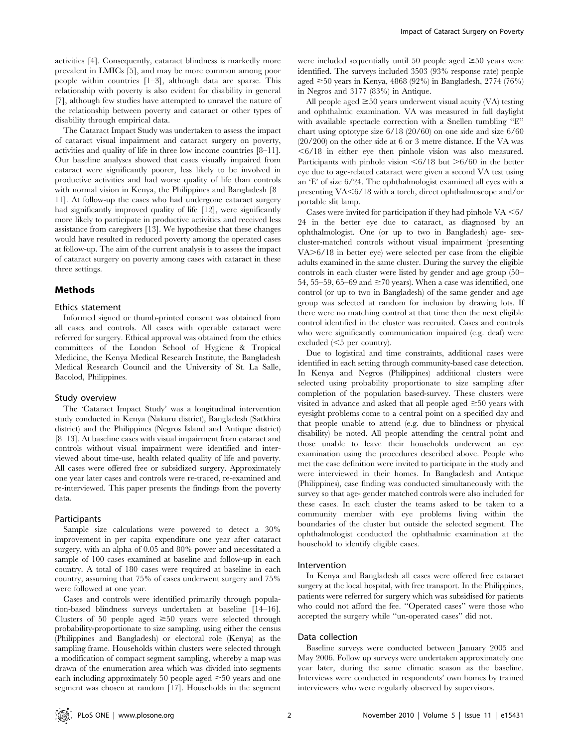activities [4]. Consequently, cataract blindness is markedly more prevalent in LMICs [5], and may be more common among poor people within countries [1–3], although data are sparse. This relationship with poverty is also evident for disability in general [7], although few studies have attempted to unravel the nature of the relationship between poverty and cataract or other types of disability through empirical data.

The Cataract Impact Study was undertaken to assess the impact of cataract visual impairment and cataract surgery on poverty, activities and quality of life in three low income countries [8–11]. Our baseline analyses showed that cases visually impaired from cataract were significantly poorer, less likely to be involved in productive activities and had worse quality of life than controls with normal vision in Kenya, the Philippines and Bangladesh [8–11]. At follow-up the cases who had undergone cataract surgery had significantly improved quality of life [12], were significantly more likely to participate in productive activities and received less assistance from caregivers [13]. We hypothesise that these changes would have resulted in reduced poverty among the operated cases at follow-up. The aim of the current analysis is to assess the impact of cataract surgery on poverty among cases with cataract in these three settings.

## Methods

### Ethics statement

Informed signed or thumb-printed consent was obtained from all cases and controls. All cases with operable cataract were referred for surgery. Ethical approval was obtained from the ethics committees of the London School of Hygiene & Tropical Medicine, the Kenya Medical Research Institute, the Bangladesh Medical Research Council and the University of St. La Salle, Bacolod, Philippines.

### Study overview

The 'Cataract Impact Study' was a longitudinal intervention study conducted in Kenya (Nakuru district), Bangladesh (Satkhira district) and the Philippines (Negros Island and Antique district) [8–13]. At baseline cases with visual impairment from cataract and controls without visual impairment were identified and interviewed about time-use, health related quality of life and poverty. All cases were offered free or subsidized surgery. Approximately one year later cases and controls were re-traced, re-examined and re-interviewed. This paper presents the findings from the poverty data.

### Participants

Sample size calculations were powered to detect a 30% improvement in per capita expenditure one year after cataract surgery, with an alpha of 0.05 and 80% power and necessitated a sample of 100 cases examined at baseline and follow-up in each country. A total of 180 cases were required at baseline in each country, assuming that 75% of cases underwent surgery and 75% were followed at one year.

Cases and controls were identified primarily through population-based blindness surveys undertaken at baseline [14–16]. Clusters of 50 people aged ≥50 years were selected through probability-proportionate to size sampling, using either the census (Philippines and Bangladesh) or electoral role (Kenya) as the sampling frame. Households within clusters were selected through a modification of compact segment sampling, whereby a map was drawn of the enumeration area which was divided into segments each including approximately 50 people aged ≥50 years and one segment was chosen at random [17]. Households in the segment were included sequentially until 50 people aged ≥50 years were identified. The surveys included 3503 (93% response rate) people aged ≥50 years in Kenya, 4868 (92%) in Bangladesh, 2774 (76%) in Negros and 3177 (83%) in Antique.

All people aged ≥50 years underwent visual acuity (VA) testing and ophthalmic examination. VA was measured in full daylight with available spectacle correction with a Snellen tumbling "E" chart using optotype size 6/18 (20/60) on one side and size 6/60 (20/200) on the other side at 6 or 3 metre distance. If the VA was <6/18 in either eye then pinhole vision was also measured. Participants with pinhole vision <6/18 but >6/60 in the better eye due to age-related cataract were given a second VA test using an 'E' of size 6/24. The ophthalmologist examined all eyes with a presenting VA<6/18 with a torch, direct ophthalmoscope and/or portable slit lamp.

Cases were invited for participation if they had pinhole VA <6/24 in the better eye due to cataract, as diagnosed by an ophthalmologist. One (or up to two in Bangladesh) age- sex-cluster-matched controls without visual impairment (presenting VA>6/18 in better eye) were selected per case from the eligible adults examined in the same cluster. During the survey the eligible controls in each cluster were listed by gender and age group (50–54, 55–59, 65–69 and ≥70 years). When a case was identified, one control (or up to two in Bangladesh) of the same gender and age group was selected at random for inclusion by drawing lots. If there were no matching control at that time then the next eligible control identified in the cluster was recruited. Cases and controls who were significantly communication impaired (e.g. deaf) were excluded (<5 per country).

Due to logistical and time constraints, additional cases were identified in each setting through community-based case detection. In Kenya and Negros (Philippines) additional clusters were selected using probability proportionate to size sampling after completion of the population based-survey. These clusters were visited in advance and asked that all people aged ≥50 years with eyesight problems come to a central point on a specified day and that people unable to attend (e.g. due to blindness or physical disability) be noted. All people attending the central point and those unable to leave their households underwent an eye examination using the procedures described above. People who met the case definition were invited to participate in the study and were interviewed in their homes. In Bangladesh and Antique (Philippines), case finding was conducted simultaneously with the survey so that age- gender matched controls were also included for these cases. In each cluster the teams asked to be taken to a community member with eye problems living within the boundaries of the cluster but outside the selected segment. The ophthalmologist conducted the ophthalmic examination at the household to identify eligible cases.

### Intervention

In Kenya and Bangladesh all cases were offered free cataract surgery at the local hospital, with free transport. In the Philippines, patients were referred for surgery which was subsidised for patients who could not afford the fee. "Operated cases" were those who accepted the surgery while "un-operated cases" did not.

### Data collection

Baseline surveys were conducted between January 2005 and May 2006. Follow up surveys were undertaken approximately one year later, during the same climatic season as the baseline. Interviews were conducted in respondents' own homes by trained interviewers who were regularly observed by supervisors.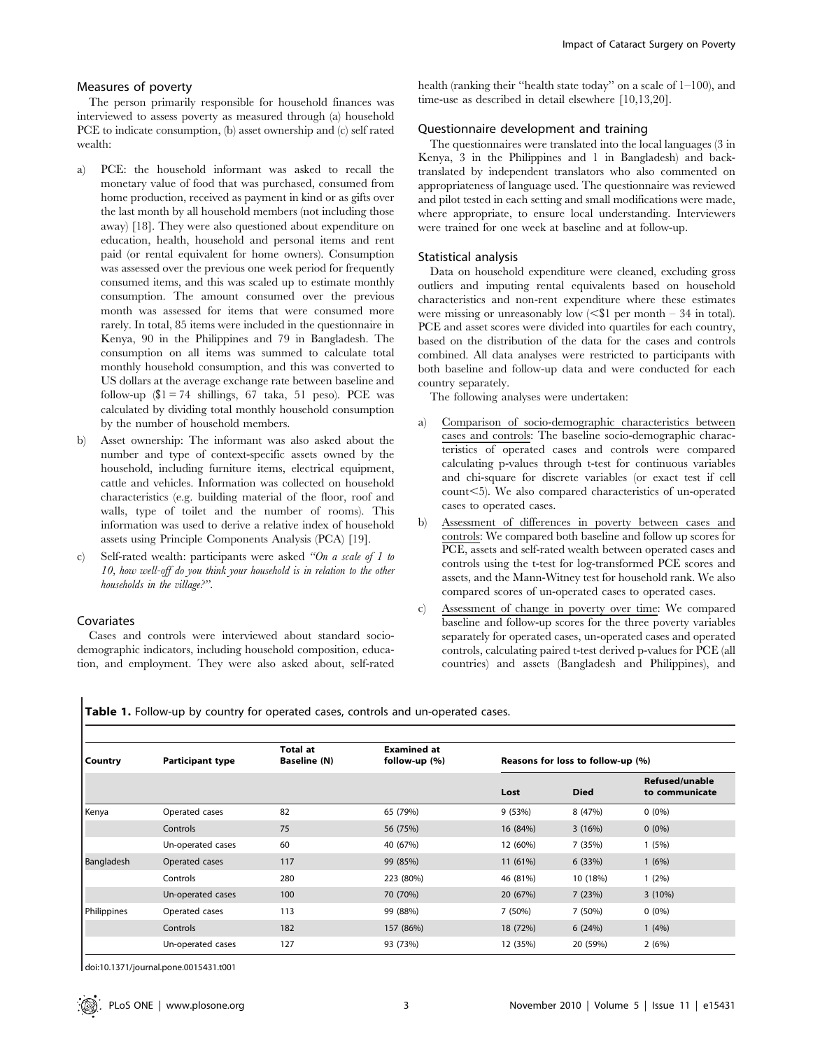### Measures of poverty

The person primarily responsible for household finances was interviewed to assess poverty as measured through (a) household PCE to indicate consumption, (b) asset ownership and (c) self rated wealth:

a) PCE: the household informant was asked to recall the monetary value of food that was purchased, consumed from home production, received as payment in kind or as gifts over the last month by all household members (not including those away) [18]. They were also questioned about expenditure on education, health, household and personal items and rent paid (or rental equivalent for home owners). Consumption was assessed over the previous one week period for frequently consumed items, and this was scaled up to estimate monthly consumption. The amount consumed over the previous month was assessed for items that were consumed more rarely. In total, 85 items were included in the questionnaire in Kenya, 90 in the Philippines and 79 in Bangladesh. The consumption on all items was summed to calculate total monthly household consumption, and this was converted to US dollars at the average exchange rate between baseline and follow-up ($1 = 74 shillings, 67 taka, 51 peso). PCE was calculated by dividing total monthly household consumption by the number of household members.

b) Asset ownership: The informant was also asked about the number and type of context-specific assets owned by the household, including furniture items, electrical equipment, cattle and vehicles. Information was collected on household characteristics (e.g. building material of the floor, roof and walls, type of toilet and the number of rooms). This information was used to derive a relative index of household assets using Principle Components Analysis (PCA) [19].

c) Self-rated wealth: participants were asked *"On a scale of 1 to 10, how well-off do you think your household is in relation to the other households in the village?"*.

### Covariates

Cases and controls were interviewed about standard socio-demographic indicators, including household composition, education, and employment. They were also asked about, self-rated health (ranking their "health state today" on a scale of 1–100), and time-use as described in detail elsewhere [10,13,20].

### Questionnaire development and training

The questionnaires were translated into the local languages (3 in Kenya, 3 in the Philippines and 1 in Bangladesh) and back-translated by independent translators who also commented on appropriateness of language used. The questionnaire was reviewed and pilot tested in each setting and small modifications were made, where appropriate, to ensure local understanding. Interviewers were trained for one week at baseline and at follow-up.

### Statistical analysis

Data on household expenditure were cleaned, excluding gross outliers and imputing rental equivalents based on household characteristics and non-rent expenditure where these estimates were missing or unreasonably low (<$1 per month – 34 in total). PCE and asset scores were divided into quartiles for each country, based on the distribution of the data for the cases and controls combined. All data analyses were restricted to participants with both baseline and follow-up data and were conducted for each country separately.

The following analyses were undertaken:

a) Comparison of socio-demographic characteristics between cases and controls: The baseline socio-demographic characteristics of operated cases and controls were compared calculating p-values through t-test for continuous variables and chi-square for discrete variables (or exact test if cell count<5). We also compared characteristics of un-operated cases to operated cases.

b) Assessment of differences in poverty between cases and controls: We compared both baseline and follow up scores for PCE, assets and self-rated wealth between operated cases and controls using the t-test for log-transformed PCE scores and assets, and the Mann-Witney test for household rank. We also compared scores of un-operated cases to operated cases.

c) Assessment of change in poverty over time: We compared baseline and follow-up scores for the three poverty variables separately for operated cases, un-operated cases and operated controls, calculating paired t-test derived p-values for PCE (all countries) and assets (Bangladesh and Philippines), and

**Table 1.** Follow-up by country for operated cases, controls and un-operated cases.

| Country | Participant type | Total at Baseline (N) | Examined at follow-up (%) | Reasons for loss to follow-up (%) | | |
|---|---|---|---|---|---|---|
| | | | | Lost | Died | Refused/unable to communicate |
| Kenya | Operated cases | 82 | 65 (79%) | 9 (53%) | 8 (47%) | 0 (0%) |
| | Controls | 75 | 56 (75%) | 16 (84%) | 3 (16%) | 0 (0%) |
| | Un-operated cases | 60 | 40 (67%) | 12 (60%) | 7 (35%) | 1 (5%) |
| Bangladesh | Operated cases | 117 | 99 (85%) | 11 (61%) | 6 (33%) | 1 (6%) |
| | Controls | 280 | 223 (80%) | 46 (81%) | 10 (18%) | 1 (2%) |
| | Un-operated cases | 100 | 70 (70%) | 20 (67%) | 7 (23%) | 3 (10%) |
| Philippines | Operated cases | 113 | 99 (88%) | 7 (50%) | 7 (50%) | 0 (0%) |
| | Controls | 182 | 157 (86%) | 18 (72%) | 6 (24%) | 1 (4%) |
| | Un-operated cases | 127 | 93 (73%) | 12 (35%) | 20 (59%) | 2 (6%) |

doi:10.1371/journal.pone.0015431.t001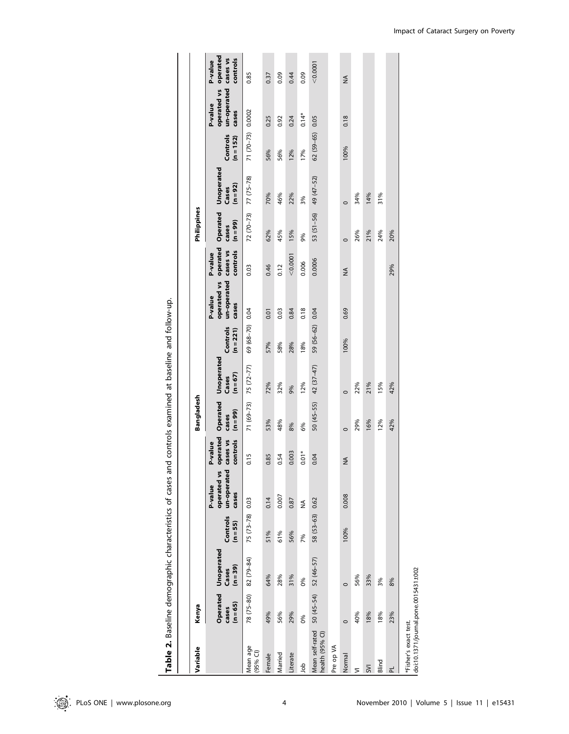**Table 2.** Baseline demographic characteristics of cases and controls examined at baseline and follow-up.

| Variable | Kenya | | | | | Bangladesh | | | | | Philippines | | | | |
|---|---|---|---|---|---|---|---|---|---|---|---|---|---|---|---|
| | Operated cases (n = 65) | Unoperated Cases (n = 39) | Controls (n = 55) | P-value operated vs un-operated cases | P-value operated cases vs controls | Operated cases (n = 99) | Unoperated Cases (n = 67) | Controls (n = 221) | P-value operated vs un-operated cases | P-value operated cases vs controls | Operated cases (n = 99) | Unoperated Cases (n = 92) | Controls (n = 152) | P-value operated vs un-operated cases | P-value operated cases vs controls |
| Mean age (95% CI) | 78 (75–80) | 82 (79–84) | 75 (73–78) | 0.03 | 0.15 | 71 (69–73) | 75 (72–77) | 69 (68–70) | 0.04 | 0.03 | 72 (70–73) | 77 (75–78) | 71 (70–73) | 0.0002 | 0.85 |
| Female | 49% | 64% | 51% | 0.14 | 0.85 | 53% | 72% | 57% | 0.01 | 0.46 | 62% | 70% | 56% | 0.25 | 0.37 |
| Married | 56% | 28% | 61% | 0.007 | 0.54 | 48% | 32% | 58% | 0.03 | 0.12 | 45% | 46% | 56% | 0.92 | 0.09 |
| Literate | 29% | 31% | 56% | 0.87 | 0.003 | 8% | 9% | 28% | 0.84 | <0.0001 | 15% | 22% | 12% | 0.24 | 0.44 |
| Job | 0% | 0% | 7% | NA | 0.01* | 6% | 12% | 18% | 0.18 | 0.006 | 9% | 3% | 17% | 0.14* | 0.09 |
| Mean self-rated health (95% CI) | 50 (45–54) | 52 (46–57) | 58 (53–63) | 0.62 | 0.04 | 50 (45–55) | 42 (37–47) | 59 (56–62) | 0.04 | 0.0006 | 53 (51–56) | 49 (47–52) | 62 (59–65) | 0.05 | <0.0001 |
| Pre op VA | | | | | | | | | | | | | | | |
| Normal | 0 | 0 | 100% | 0.008 | NA | 0 | 0 | 100% | 0.69 | NA | 0 | 0 | 100% | 0.18 | NA |
| VI | 40% | 56% | | | | 29% | 22% | | | | 26% | 34% | | | |
| SVI | 18% | 33% | | | | 16% | 21% | | | | 21% | 14% | | | |
| Blind | 18% | 3% | | | | 12% | 15% | | | | 24% | 31% | | | |
| PL | 23% | 8% | | | | 42% | 42% | | | 29% | 20% | | | | |

*Fisher's exact test.

doi:10.1371/journal.pone.0015431.t002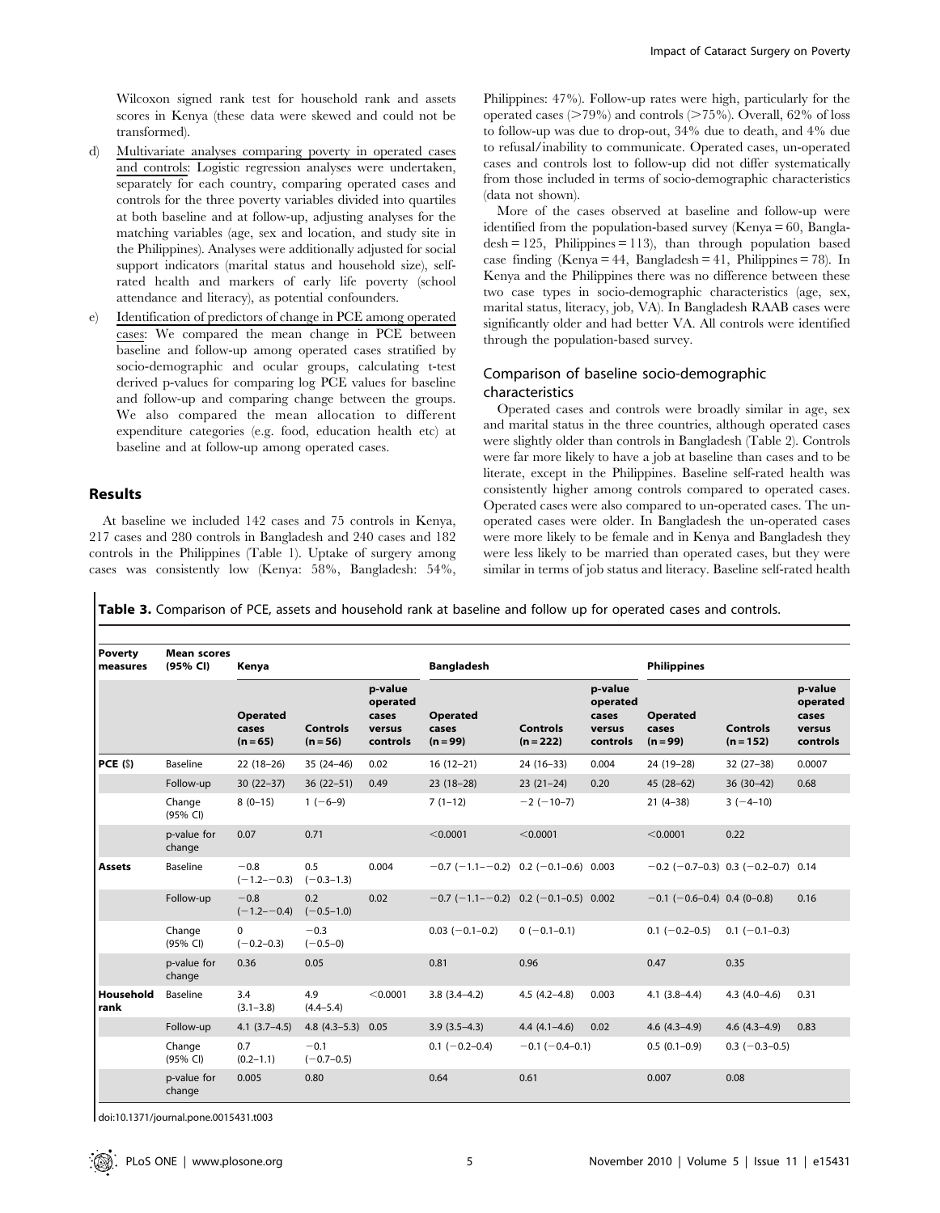Wilcoxon signed rank test for household rank and assets scores in Kenya (these data were skewed and could not be transformed).

d) Multivariate analyses comparing poverty in operated cases and controls: Logistic regression analyses were undertaken, separately for each country, comparing operated cases and controls for the three poverty variables divided into quartiles at both baseline and at follow-up, adjusting analyses for the matching variables (age, sex and location, and study site in the Philippines). Analyses were additionally adjusted for social support indicators (marital status and household size), self-rated health and markers of early life poverty (school attendance and literacy), as potential confounders.

e) Identification of predictors of change in PCE among operated cases: We compared the mean change in PCE between baseline and follow-up among operated cases stratified by socio-demographic and ocular groups, calculating t-test derived p-values for comparing log PCE values for baseline and follow-up and comparing change between the groups. We also compared the mean allocation to different expenditure categories (e.g. food, education health etc) at baseline and at follow-up among operated cases.

## Results

At baseline we included 142 cases and 75 controls in Kenya, 217 cases and 280 controls in Bangladesh and 240 cases and 182 controls in the Philippines (Table 1). Uptake of surgery among cases was consistently low (Kenya: 58%, Bangladesh: 54%, Philippines: 47%). Follow-up rates were high, particularly for the operated cases (>79%) and controls (>75%). Overall, 62% of loss to follow-up was due to drop-out, 34% due to death, and 4% due to refusal/inability to communicate. Operated cases, un-operated cases and controls lost to follow-up did not differ systematically from those included in terms of socio-demographic characteristics (data not shown).

More of the cases observed at baseline and follow-up were identified from the population-based survey (Kenya = 60, Bangladesh = 125, Philippines = 113), than through population based case finding (Kenya = 44, Bangladesh = 41, Philippines = 78). In Kenya and the Philippines there was no difference between these two case types in socio-demographic characteristics (age, sex, marital status, literacy, job, VA). In Bangladesh RAAB cases were significantly older and had better VA. All controls were identified through the population-based survey.

### Comparison of baseline socio-demographic characteristics

Operated cases and controls were broadly similar in age, sex and marital status in the three countries, although operated cases were slightly older than controls in Bangladesh (Table 2). Controls were far more likely to have a job at baseline than cases and to be literate, except in the Philippines. Baseline self-rated health was consistently higher among controls compared to operated cases. Operated cases were also compared to un-operated cases. The un-operated cases were older. In Bangladesh the un-operated cases were more likely to be female and in Kenya and Bangladesh they were less likely to be married than operated cases, but they were similar in terms of job status and literacy. Baseline self-rated health

**Table 3.** Comparison of PCE, assets and household rank at baseline and follow up for operated cases and controls.

| Poverty measures | Mean scores (95% CI) | Kenya | | | Bangladesh | | | Philippines | | |
|---|---|---|---|---|---|---|---|---|---|---|
| | | Operated cases (n = 65) | Controls (n = 56) | p-value operated cases versus controls | Operated cases (n = 99) | Controls (n = 222) | p-value operated cases versus controls | Operated cases (n = 99) | Controls (n = 152) | p-value operated cases versus controls |
| **PCE ($)** | Baseline | 22 (18–26) | 35 (24–46) | 0.02 | 16 (12–21) | 24 (16–33) | 0.004 | 24 (19–28) | 32 (27–38) | 0.0007 |
| | Follow-up | 30 (22–37) | 36 (22–51) | 0.49 | 23 (18–28) | 23 (21–24) | 0.20 | 45 (28–62) | 36 (30–42) | 0.68 |
| | Change (95% CI) | 8 (0–15) | 1 (−6–9) | | 7 (1–12) | −2 (−10–7) | | 21 (4–38) | 3 (−4–10) | |
| | p-value for change | 0.07 | 0.71 | | <0.0001 | <0.0001 | | <0.0001 | 0.22 | |
| **Assets** | Baseline | −0.8 (−1.2–−0.3) | 0.5 (−0.3–1.3) | 0.004 | −0.7 (−1.1–−0.2) | 0.2 (−0.1–0.6) | 0.003 | −0.2 (−0.7–0.3) | 0.3 (−0.2–0.7) | 0.14 |
| | Follow-up | −0.8 (−1.2–−0.4) | 0.2 (−0.5–1.0) | 0.02 | −0.7 (−1.1–−0.2) | 0.2 (−0.1–0.5) | 0.002 | −0.1 (−0.6–0.4) | 0.4 (0–0.8) | 0.16 |
| | Change (95% CI) | 0 (−0.2–0.3) | −0.3 (−0.5–0) | | 0.03 (−0.1–0.2) | 0 (−0.1–0.1) | | 0.1 (−0.2–0.5) | 0.1 (−0.1–0.3) | |
| | p-value for change | 0.36 | 0.05 | | 0.81 | 0.96 | | 0.47 | 0.35 | |
| **Household rank** | Baseline | 3.4 (3.1–3.8) | 4.9 (4.4–5.4) | <0.0001 | 3.8 (3.4–4.2) | 4.5 (4.2–4.8) | 0.003 | 4.1 (3.8–4.4) | 4.3 (4.0–4.6) | 0.31 |
| | Follow-up | 4.1 (3.7–4.5) | 4.8 (4.3–5.3) | 0.05 | 3.9 (3.5–4.3) | 4.4 (4.1–4.6) | 0.02 | 4.6 (4.3–4.9) | 4.6 (4.3–4.9) | 0.83 |
| | Change (95% CI) | 0.7 (0.2–1.1) | −0.1 (−0.7–0.5) | | 0.1 (−0.2–0.4) | −0.1 (−0.4–0.1) | | 0.5 (0.1–0.9) | 0.3 (−0.3–0.5) | |
| | p-value for change | 0.005 | 0.80 | | 0.64 | 0.61 | | 0.007 | 0.08 | |

doi:10.1371/journal.pone.0015431.t003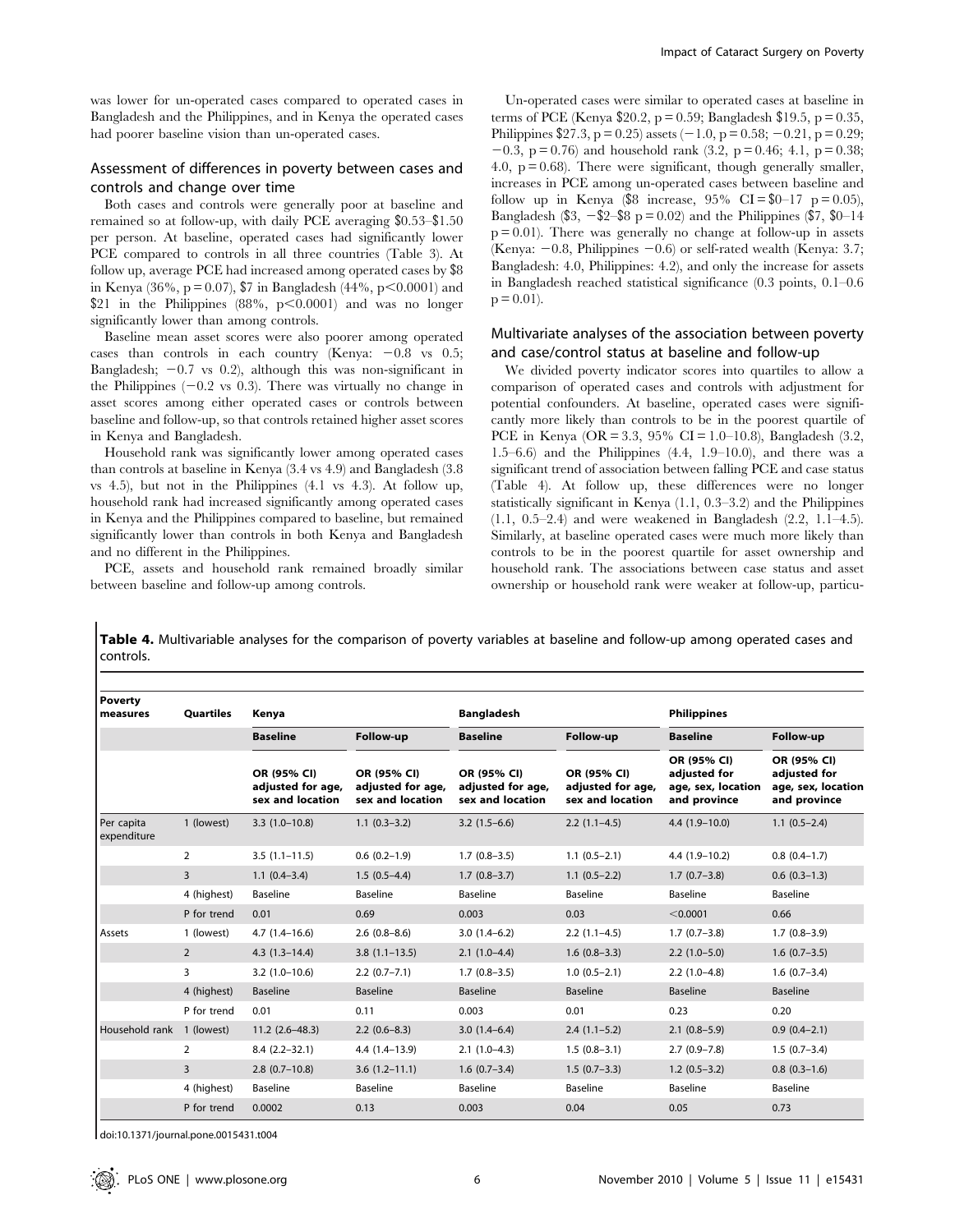was lower for un-operated cases compared to operated cases in Bangladesh and the Philippines, and in Kenya the operated cases had poorer baseline vision than un-operated cases.

### Assessment of differences in poverty between cases and controls and change over time

Both cases and controls were generally poor at baseline and remained so at follow-up, with daily PCE averaging \$0.53–\$1.50 per person. At baseline, operated cases had significantly lower PCE compared to controls in all three countries (Table 3). At follow up, average PCE had increased among operated cases by \$8 in Kenya (36%, p = 0.07), \$7 in Bangladesh (44%, p<0.0001) and \$21 in the Philippines (88%, p<0.0001) and was no longer significantly lower than among controls.

Baseline mean asset scores were also poorer among operated cases than controls in each country (Kenya: −0.8 vs 0.5; Bangladesh; −0.7 vs 0.2), although this was non-significant in the Philippines (−0.2 vs 0.3). There was virtually no change in asset scores among either operated cases or controls between baseline and follow-up, so that controls retained higher asset scores in Kenya and Bangladesh.

Household rank was significantly lower among operated cases than controls at baseline in Kenya (3.4 vs 4.9) and Bangladesh (3.8 vs 4.5), but not in the Philippines (4.1 vs 4.3). At follow up, household rank had increased significantly among operated cases in Kenya and the Philippines compared to baseline, but remained significantly lower than controls in both Kenya and Bangladesh and no different in the Philippines.

PCE, assets and household rank remained broadly similar between baseline and follow-up among controls.

Un-operated cases were similar to operated cases at baseline in terms of PCE (Kenya \$20.2, p = 0.59; Bangladesh \$19.5, p = 0.35, Philippines \$27.3, p = 0.25) assets (−1.0, p = 0.58; −0.21, p = 0.29; −0.3, p = 0.76) and household rank (3.2, p = 0.46; 4.1, p = 0.38; 4.0, p = 0.68). There were significant, though generally smaller, increases in PCE among un-operated cases between baseline and follow up in Kenya (\$8 increase, 95% CI = \$0–17 p = 0.05), Bangladesh (\$3, −\$2–\$8 p = 0.02) and the Philippines (\$7, \$0–14 p = 0.01). There was generally no change at follow-up in assets (Kenya: −0.8, Philippines −0.6) or self-rated wealth (Kenya: 3.7; Bangladesh: 4.0, Philippines: 4.2), and only the increase for assets in Bangladesh reached statistical significance (0.3 points, 0.1–0.6 p = 0.01).

### Multivariate analyses of the association between poverty and case/control status at baseline and follow-up

We divided poverty indicator scores into quartiles to allow a comparison of operated cases and controls with adjustment for potential confounders. At baseline, operated cases were significantly more likely than controls to be in the poorest quartile of PCE in Kenya (OR = 3.3, 95% CI = 1.0–10.8), Bangladesh (3.2, 1.5–6.6) and the Philippines (4.4, 1.9–10.0), and there was a significant trend of association between falling PCE and case status (Table 4). At follow up, these differences were no longer statistically significant in Kenya (1.1, 0.3–3.2) and the Philippines (1.1, 0.5–2.4) and were weakened in Bangladesh (2.2, 1.1–4.5). Similarly, at baseline operated cases were much more likely than controls to be in the poorest quartile for asset ownership and household rank. The associations between case status and asset ownership or household rank were weaker at follow-up, particu-

**Table 4.** Multivariable analyses for the comparison of poverty variables at baseline and follow-up among operated cases and controls.

| Poverty measures | Quartiles | Kenya | | Bangladesh | | Philippines | |
|---|---|---|---|---|---|---|---|
| | | Baseline | Follow-up | Baseline | Follow-up | Baseline | Follow-up |
| | | OR (95% CI) adjusted for age, sex and location | OR (95% CI) adjusted for age, sex and location | OR (95% CI) adjusted for age, sex and location | OR (95% CI) adjusted for age, sex and location | OR (95% CI) adjusted for age, sex, location and province | OR (95% CI) adjusted for age, sex, location and province |
| Per capita expenditure | 1 (lowest) | 3.3 (1.0–10.8) | 1.1 (0.3–3.2) | 3.2 (1.5–6.6) | 2.2 (1.1–4.5) | 4.4 (1.9–10.0) | 1.1 (0.5–2.4) |
| | 2 | 3.5 (1.1–11.5) | 0.6 (0.2–1.9) | 1.7 (0.8–3.5) | 1.1 (0.5–2.1) | 4.4 (1.9–10.2) | 0.8 (0.4–1.7) |
| | 3 | 1.1 (0.4–3.4) | 1.5 (0.5–4.4) | 1.7 (0.8–3.7) | 1.1 (0.5–2.2) | 1.7 (0.7–3.8) | 0.6 (0.3–1.3) |
| | 4 (highest) | Baseline | Baseline | Baseline | Baseline | Baseline | Baseline |
| | P for trend | 0.01 | 0.69 | 0.003 | 0.03 | <0.0001 | 0.66 |
| Assets | 1 (lowest) | 4.7 (1.4–16.6) | 2.6 (0.8–8.6) | 3.0 (1.4–6.2) | 2.2 (1.1–4.5) | 1.7 (0.7–3.8) | 1.7 (0.8–3.9) |
| | 2 | 4.3 (1.3–14.4) | 3.8 (1.1–13.5) | 2.1 (1.0–4.4) | 1.6 (0.8–3.3) | 2.2 (1.0–5.0) | 1.6 (0.7–3.5) |
| | 3 | 3.2 (1.0–10.6) | 2.2 (0.7–7.1) | 1.7 (0.8–3.5) | 1.0 (0.5–2.1) | 2.2 (1.0–4.8) | 1.6 (0.7–3.4) |
| | 4 (highest) | Baseline | Baseline | Baseline | Baseline | Baseline | Baseline |
| | P for trend | 0.01 | 0.11 | 0.003 | 0.01 | 0.23 | 0.20 |
| Household rank | 1 (lowest) | 11.2 (2.6–48.3) | 2.2 (0.6–8.3) | 3.0 (1.4–6.4) | 2.4 (1.1–5.2) | 2.1 (0.8–5.9) | 0.9 (0.4–2.1) |
| | 2 | 8.4 (2.2–32.1) | 4.4 (1.4–13.9) | 2.1 (1.0–4.3) | 1.5 (0.8–3.1) | 2.7 (0.9–7.8) | 1.5 (0.7–3.4) |
| | 3 | 2.8 (0.7–10.8) | 3.6 (1.2–11.1) | 1.6 (0.7–3.4) | 1.5 (0.7–3.3) | 1.2 (0.5–3.2) | 0.8 (0.3–1.6) |
| | 4 (highest) | Baseline | Baseline | Baseline | Baseline | Baseline | Baseline |
| | P for trend | 0.0002 | 0.13 | 0.003 | 0.04 | 0.05 | 0.73 |

doi:10.1371/journal.pone.0015431.t004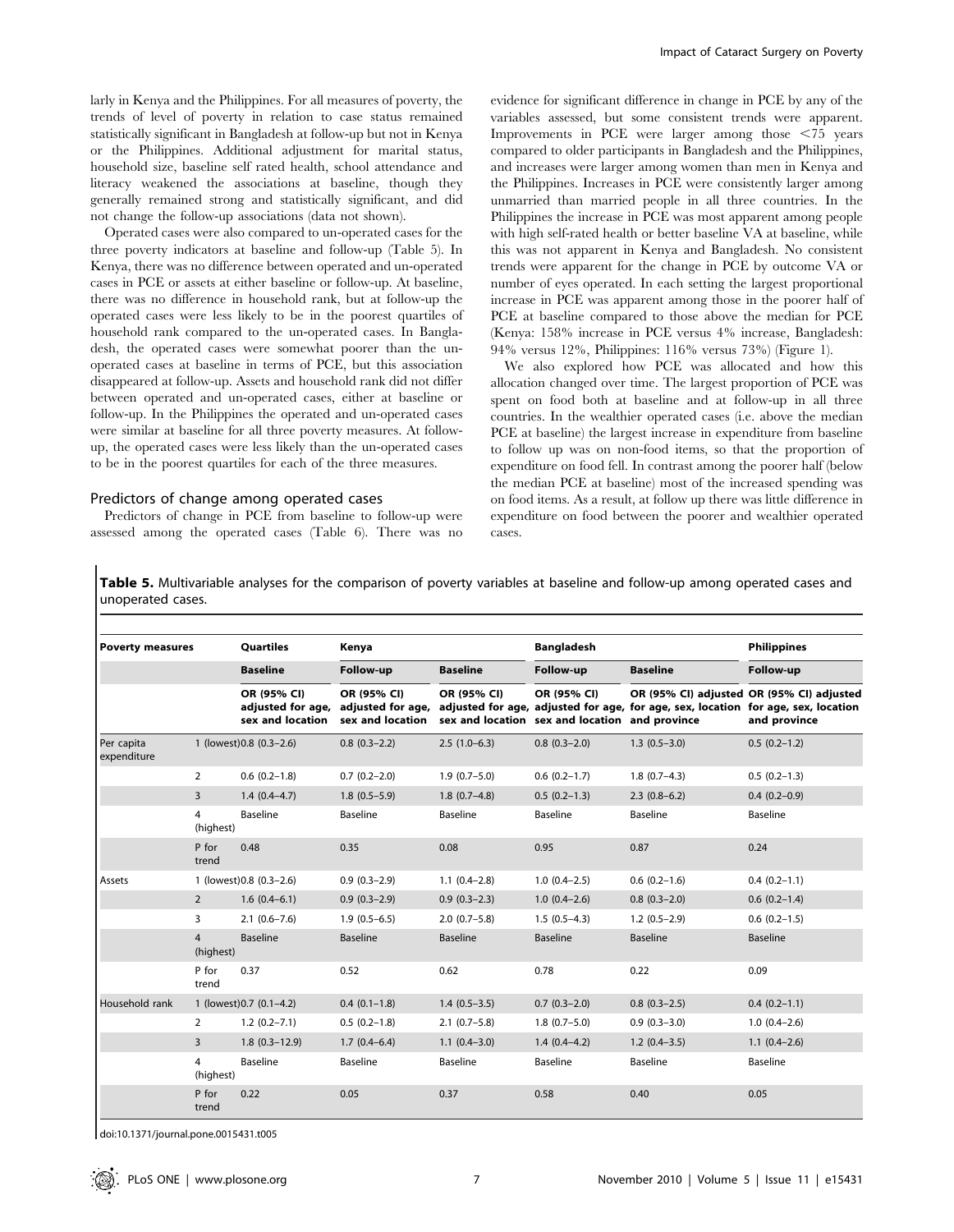larly in Kenya and the Philippines. For all measures of poverty, the trends of level of poverty in relation to case status remained statistically significant in Bangladesh at follow-up but not in Kenya or the Philippines. Additional adjustment for marital status, household size, baseline self rated health, school attendance and literacy weakened the associations at baseline, though they generally remained strong and statistically significant, and did not change the follow-up associations (data not shown).

Operated cases were also compared to un-operated cases for the three poverty indicators at baseline and follow-up (Table 5). In Kenya, there was no difference between operated and un-operated cases in PCE or assets at either baseline or follow-up. At baseline, there was no difference in household rank, but at follow-up the operated cases were less likely to be in the poorest quartiles of household rank compared to the un-operated cases. In Bangladesh, the operated cases were somewhat poorer than the un-operated cases at baseline in terms of PCE, but this association disappeared at follow-up. Assets and household rank did not differ between operated and un-operated cases, either at baseline or follow-up. In the Philippines the operated and un-operated cases were similar at baseline for all three poverty measures. At follow-up, the operated cases were less likely than the un-operated cases to be in the poorest quartiles for each of the three measures.

## Predictors of change among operated cases

Predictors of change in PCE from baseline to follow-up were assessed among the operated cases (Table 6). There was no evidence for significant difference in change in PCE by any of the variables assessed, but some consistent trends were apparent. Improvements in PCE were larger among those <75 years compared to older participants in Bangladesh and the Philippines, and increases were larger among women than men in Kenya and the Philippines. Increases in PCE were consistently larger among unmarried than married people in all three countries. In the Philippines the increase in PCE was most apparent among people with high self-rated health or better baseline VA at baseline, while this was not apparent in Kenya and Bangladesh. No consistent trends were apparent for the change in PCE by outcome VA or number of eyes operated. In each setting the largest proportional increase in PCE was apparent among those in the poorer half of PCE at baseline compared to those above the median for PCE (Kenya: 158% increase in PCE versus 4% increase, Bangladesh: 94% versus 12%, Philippines: 116% versus 73%) (Figure 1).

We also explored how PCE was allocated and how this allocation changed over time. The largest proportion of PCE was spent on food both at baseline and at follow-up in all three countries. In the wealthier operated cases (i.e. above the median PCE at baseline) the largest increase in expenditure from baseline to follow up was on non-food items, so that the proportion of expenditure on food fell. In contrast among the poorer half (below the median PCE at baseline) most of the increased spending was on food items. As a result, at follow up there was little difference in expenditure on food between the poorer and wealthier operated cases.

**Table 5.** Multivariable analyses for the comparison of poverty variables at baseline and follow-up among operated cases and unoperated cases.

| Poverty measures | | Quartiles | Kenya | | Bangladesh | | Philippines |
|---|---|---|---|---|---|---|---|
| | | Baseline | Follow-up | Baseline | Follow-up | Baseline | Follow-up |
| | | OR (95% CI) adjusted for age, sex and location | OR (95% CI) adjusted for age, sex and location | OR (95% CI) adjusted for age, sex and location | OR (95% CI) adjusted for age, sex and location | OR (95% CI) adjusted for age, sex, location and province | OR (95% CI) adjusted for age, sex, location and province |
| Per capita expenditure | 1 (lowest) | 0.8 (0.3–2.6) | 0.8 (0.3–2.2) | 2.5 (1.0–6.3) | 0.8 (0.3–2.0) | 1.3 (0.5–3.0) | 0.5 (0.2–1.2) |
| | 2 | 0.6 (0.2–1.8) | 0.7 (0.2–2.0) | 1.9 (0.7–5.0) | 0.6 (0.2–1.7) | 1.8 (0.7–4.3) | 0.5 (0.2–1.3) |
| | 3 | 1.4 (0.4–4.7) | 1.8 (0.5–5.9) | 1.8 (0.7–4.8) | 0.5 (0.2–1.3) | 2.3 (0.8–6.2) | 0.4 (0.2–0.9) |
| | 4 (highest) | Baseline | Baseline | Baseline | Baseline | Baseline | Baseline |
| | P for trend | 0.48 | 0.35 | 0.08 | 0.95 | 0.87 | 0.24 |
| Assets | 1 (lowest) | 0.8 (0.3–2.6) | 0.9 (0.3–2.9) | 1.1 (0.4–2.8) | 1.0 (0.4–2.5) | 0.6 (0.2–1.6) | 0.4 (0.2–1.1) |
| | 2 | 1.6 (0.4–6.1) | 0.9 (0.3–2.9) | 0.9 (0.3–2.3) | 1.0 (0.4–2.6) | 0.8 (0.3–2.0) | 0.6 (0.2–1.4) |
| | 3 | 2.1 (0.6–7.6) | 1.9 (0.5–6.5) | 2.0 (0.7–5.8) | 1.5 (0.5–4.3) | 1.2 (0.5–2.9) | 0.6 (0.2–1.5) |
| | 4 (highest) | Baseline | Baseline | Baseline | Baseline | Baseline | Baseline |
| | P for trend | 0.37 | 0.52 | 0.62 | 0.78 | 0.22 | 0.09 |
| Household rank | 1 (lowest) | 0.7 (0.1–4.2) | 0.4 (0.1–1.8) | 1.4 (0.5–3.5) | 0.7 (0.3–2.0) | 0.8 (0.3–2.5) | 0.4 (0.2–1.1) |
| | 2 | 1.2 (0.2–7.1) | 0.5 (0.2–1.8) | 2.1 (0.7–5.8) | 1.8 (0.7–5.0) | 0.9 (0.3–3.0) | 1.0 (0.4–2.6) |
| | 3 | 1.8 (0.3–12.9) | 1.7 (0.4–6.4) | 1.1 (0.4–3.0) | 1.4 (0.4–4.2) | 1.2 (0.4–3.5) | 1.1 (0.4–2.6) |
| | 4 (highest) | Baseline | Baseline | Baseline | Baseline | Baseline | Baseline |
| | P for trend | 0.22 | 0.05 | 0.37 | 0.58 | 0.40 | 0.05 |

doi:10.1371/journal.pone.0015431.t005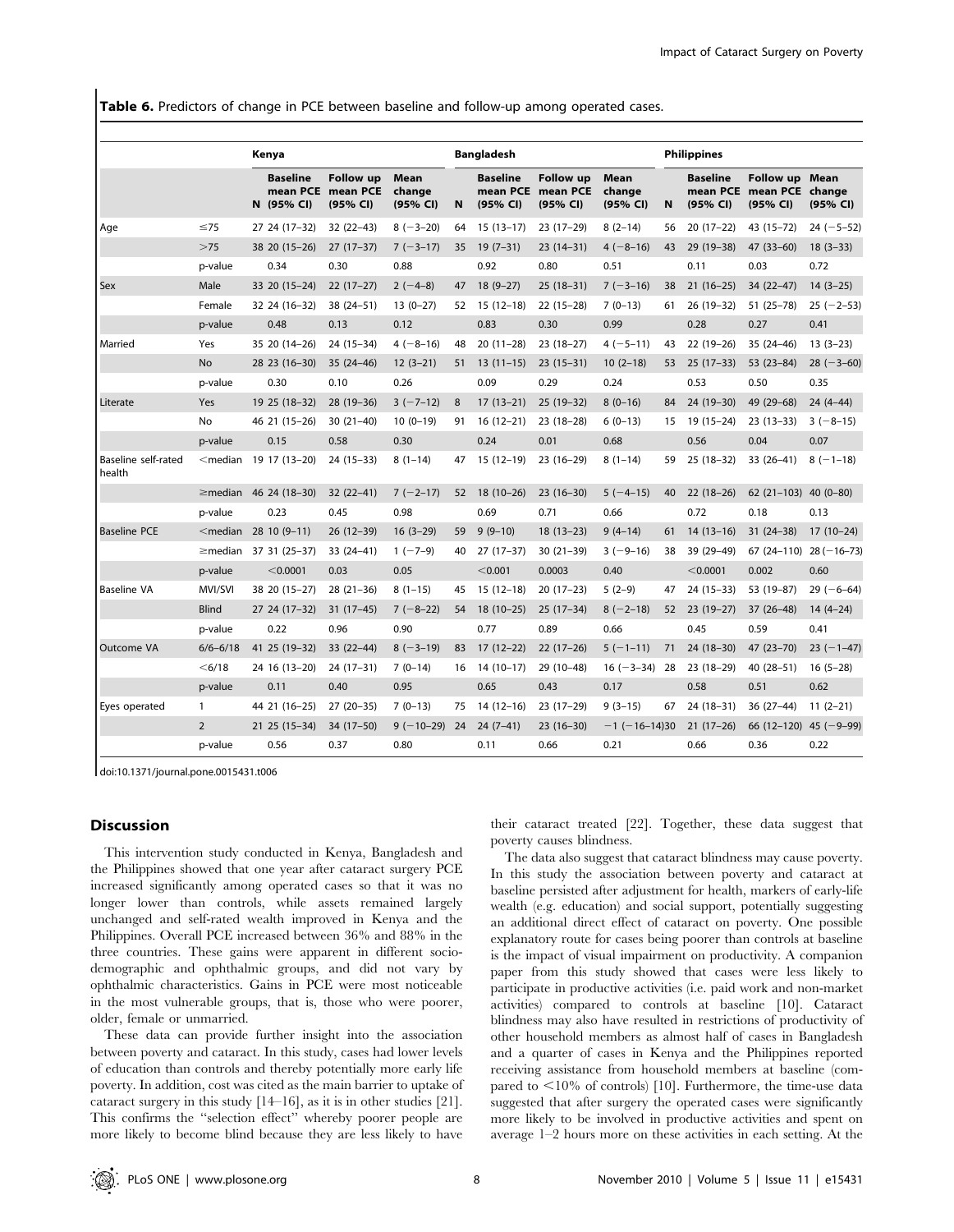**Table 6.** Predictors of change in PCE between baseline and follow-up among operated cases.

| | | Kenya | | | | Bangladesh | | | | Philippines | | | |
|---|---|---|---|---|---|---|---|---|---|---|---|---|---|
| | | N | Baseline mean PCE (95% CI) | Follow up mean PCE (95% CI) | Mean change (95% CI) | N | Baseline mean PCE (95% CI) | Follow up mean PCE (95% CI) | Mean change (95% CI) | N | Baseline mean PCE (95% CI) | Follow up mean PCE (95% CI) | Mean change (95% CI) |
| Age | ≤75 | 27 | 24 (17–32) | 32 (22–43) | 8 (−3–20) | 64 | 15 (13–17) | 23 (17–29) | 8 (2–14) | 56 | 20 (17–22) | 43 (15–72) | 24 (−5–52) |
| | >75 | 38 | 20 (15–26) | 27 (17–37) | 7 (−3–17) | 35 | 19 (7–31) | 23 (14–31) | 4 (−8–16) | 43 | 29 (19–38) | 47 (33–60) | 18 (3–33) |
| | p-value | | 0.34 | 0.30 | 0.88 | | 0.92 | 0.80 | 0.51 | | 0.11 | 0.03 | 0.72 |
| Sex | Male | 33 | 20 (15–24) | 22 (17–27) | 2 (−4–8) | 47 | 18 (9–27) | 25 (18–31) | 7 (−3–16) | 38 | 21 (16–25) | 34 (22–47) | 14 (3–25) |
| | Female | 32 | 24 (16–32) | 38 (24–51) | 13 (0–27) | 52 | 15 (12–18) | 22 (15–28) | 7 (0–13) | 61 | 26 (19–32) | 51 (25–78) | 25 (−2–53) |
| | p-value | | 0.48 | 0.13 | 0.12 | | 0.83 | 0.30 | 0.99 | | 0.28 | 0.27 | 0.41 |
| Married | Yes | 35 | 20 (14–26) | 24 (15–34) | 4 (−8–16) | 48 | 20 (11–28) | 23 (18–27) | 4 (−5–11) | 43 | 22 (19–26) | 35 (24–46) | 13 (3–23) |
| | No | 28 | 23 (16–30) | 35 (24–46) | 12 (3–21) | 51 | 13 (11–15) | 23 (15–31) | 10 (2–18) | 53 | 25 (17–33) | 53 (23–84) | 28 (−3–60) |
| | p-value | | 0.30 | 0.10 | 0.26 | | 0.09 | 0.29 | 0.24 | | 0.53 | 0.50 | 0.35 |
| Literate | Yes | 19 | 25 (18–32) | 28 (19–36) | 3 (−7–12) | 8 | 17 (13–21) | 25 (19–32) | 8 (0–16) | 84 | 24 (19–30) | 49 (29–68) | 24 (4–44) |
| | No | 46 | 21 (15–26) | 30 (21–40) | 10 (0–19) | 91 | 16 (12–21) | 23 (18–28) | 6 (0–13) | 15 | 19 (15–24) | 23 (13–33) | 3 (−8–15) |
| | p-value | | 0.15 | 0.58 | 0.30 | | 0.24 | 0.01 | 0.68 | | 0.56 | 0.04 | 0.07 |
| Baseline self-rated health | <median | 19 | 17 (13–20) | 24 (15–33) | 8 (1–14) | 47 | 15 (12–19) | 23 (16–29) | 8 (1–14) | 59 | 25 (18–32) | 33 (26–41) | 8 (−1–18) |
| | ≥median | 46 | 24 (18–30) | 32 (22–41) | 7 (−2–17) | 52 | 18 (10–26) | 23 (16–30) | 5 (−4–15) | 40 | 22 (18–26) | 62 (21–103) | 40 (0–80) |
| | p-value | | 0.23 | 0.45 | 0.98 | | 0.69 | 0.71 | 0.66 | | 0.72 | 0.18 | 0.13 |
| Baseline PCE | <median | 28 | 10 (9–11) | 26 (12–39) | 16 (3–29) | 59 | 9 (9–10) | 18 (13–23) | 9 (4–14) | 61 | 14 (13–16) | 31 (24–38) | 17 (10–24) |
| | ≥median | 37 | 31 (25–37) | 33 (24–41) | 1 (−7–9) | 40 | 27 (17–37) | 30 (21–39) | 3 (−9–16) | 38 | 39 (29–49) | 67 (24–110) | 28 (−16–73) |
| | p-value | | <0.0001 | 0.03 | 0.05 | | <0.001 | 0.0003 | 0.40 | | <0.0001 | 0.002 | 0.60 |
| Baseline VA | MVI/SVI | 38 | 20 (15–27) | 28 (21–36) | 8 (1–15) | 45 | 15 (12–18) | 20 (17–23) | 5 (2–9) | 47 | 24 (15–33) | 53 (19–87) | 29 (−6–64) |
| | Blind | 27 | 24 (17–32) | 31 (17–45) | 7 (−8–22) | 54 | 18 (10–25) | 25 (17–34) | 8 (−2–18) | 52 | 23 (19–27) | 37 (26–48) | 14 (4–24) |
| | p-value | | 0.22 | 0.96 | 0.90 | | 0.77 | 0.89 | 0.66 | | 0.45 | 0.59 | 0.41 |
| Outcome VA | 6/6–6/18 | 41 | 25 (19–32) | 33 (22–44) | 8 (−3–19) | 83 | 17 (12–22) | 22 (17–26) | 5 (−1–11) | 71 | 24 (18–30) | 47 (23–70) | 23 (−1–47) |
| | <6/18 | 24 | 16 (13–20) | 24 (17–31) | 7 (0–14) | 16 | 14 (10–17) | 29 (10–48) | 16 (−3–34) | 28 | 23 (18–29) | 40 (28–51) | 16 (5–28) |
| | p-value | | 0.11 | 0.40 | 0.95 | | 0.65 | 0.43 | 0.17 | | 0.58 | 0.51 | 0.62 |
| Eyes operated | 1 | 44 | 21 (16–25) | 27 (20–35) | 7 (0–13) | 75 | 14 (12–16) | 23 (17–29) | 9 (3–15) | 67 | 24 (18–31) | 36 (27–44) | 11 (2–21) |
| | 2 | 21 | 25 (15–34) | 34 (17–50) | 9 (−10–29) | 24 | 24 (7–41) | 23 (16–30) | −1 (−16–14) | 30 | 21 (17–26) | 66 (12–120) | 45 (−9–99) |
| | p-value | | 0.56 | 0.37 | 0.80 | | 0.11 | 0.66 | 0.21 | | 0.66 | 0.36 | 0.22 |

doi:10.1371/journal.pone.0015431.t006

## Discussion

This intervention study conducted in Kenya, Bangladesh and the Philippines showed that one year after cataract surgery PCE increased significantly among operated cases so that it was no longer lower than controls, while assets remained largely unchanged and self-rated wealth improved in Kenya and the Philippines. Overall PCE increased between 36% and 88% in the three countries. These gains were apparent in different socio-demographic and ophthalmic groups, and did not vary by ophthalmic characteristics. Gains in PCE were most noticeable in the most vulnerable groups, that is, those who were poorer, older, female or unmarried.

These data can provide further insight into the association between poverty and cataract. In this study, cases had lower levels of education than controls and thereby potentially more early life poverty. In addition, cost was cited as the main barrier to uptake of cataract surgery in this study [14–16], as it is in other studies [21]. This confirms the "selection effect" whereby poorer people are more likely to become blind because they are less likely to have their cataract treated [22]. Together, these data suggest that poverty causes blindness.

The data also suggest that cataract blindness may cause poverty. In this study the association between poverty and cataract at baseline persisted after adjustment for health, markers of early-life wealth (e.g. education) and social support, potentially suggesting an additional direct effect of cataract on poverty. One possible explanatory route for cases being poorer than controls at baseline is the impact of visual impairment on productivity. A companion paper from this study showed that cases were less likely to participate in productive activities (i.e. paid work and non-market activities) compared to controls at baseline [10]. Cataract blindness may also have resulted in restrictions of productivity of other household members as almost half of cases in Bangladesh and a quarter of cases in Kenya and the Philippines reported receiving assistance from household members at baseline (compared to <10% of controls) [10]. Furthermore, the time-use data suggested that after surgery the operated cases were significantly more likely to be involved in productive activities and spent on average 1–2 hours more on these activities in each setting. At the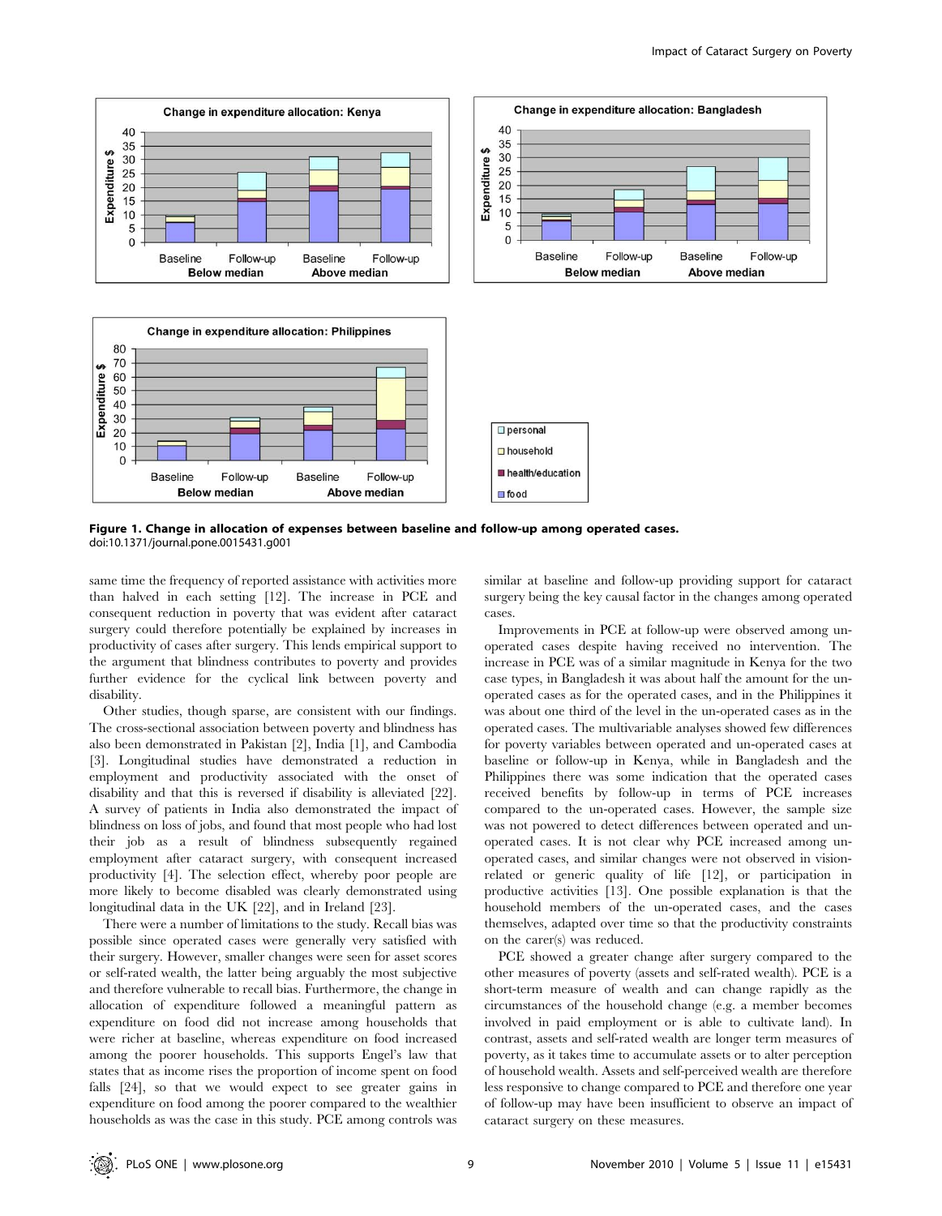**Figure 1. Change in allocation of expenses between baseline and follow-up among operated cases.**
doi:10.1371/journal.pone.0015431.g001

same time the frequency of reported assistance with activities more than halved in each setting [12]. The increase in PCE and consequent reduction in poverty that was evident after cataract surgery could therefore potentially be explained by increases in productivity of cases after surgery. This lends empirical support to the argument that blindness contributes to poverty and provides further evidence for the cyclical link between poverty and disability.

Other studies, though sparse, are consistent with our findings. The cross-sectional association between poverty and blindness has also been demonstrated in Pakistan [2], India [1], and Cambodia [3]. Longitudinal studies have demonstrated a reduction in employment and productivity associated with the onset of disability and that this is reversed if disability is alleviated [22]. A survey of patients in India also demonstrated the impact of blindness on loss of jobs, and found that most people who had lost their job as a result of blindness subsequently regained employment after cataract surgery, with consequent increased productivity [4]. The selection effect, whereby poor people are more likely to become disabled was clearly demonstrated using longitudinal data in the UK [22], and in Ireland [23].

There were a number of limitations to the study. Recall bias was possible since operated cases were generally very satisfied with their surgery. However, smaller changes were seen for asset scores or self-rated wealth, the latter being arguably the most subjective and therefore vulnerable to recall bias. Furthermore, the change in allocation of expenditure followed a meaningful pattern as expenditure on food did not increase among households that were richer at baseline, whereas expenditure on food increased among the poorer households. This supports Engel's law that states that as income rises the proportion of income spent on food falls [24], so that we would expect to see greater gains in expenditure on food among the poorer compared to the wealthier households as was the case in this study. PCE among controls was similar at baseline and follow-up providing support for cataract surgery being the key causal factor in the changes among operated cases.

Improvements in PCE at follow-up were observed among un-operated cases despite having received no intervention. The increase in PCE was of a similar magnitude in Kenya for the two case types, in Bangladesh it was about half the amount for the un-operated cases as for the operated cases, and in the Philippines it was about one third of the level in the un-operated cases as in the operated cases. The multivariable analyses showed few differences for poverty variables between operated and un-operated cases at baseline or follow-up in Kenya, while in Bangladesh and the Philippines there was some indication that the operated cases received benefits by follow-up in terms of PCE increases compared to the un-operated cases. However, the sample size was not powered to detect differences between operated and un-operated cases. It is not clear why PCE increased among un-operated cases, and similar changes were not observed in vision-related or generic quality of life [12], or participation in productive activities [13]. One possible explanation is that the household members of the un-operated cases, and the cases themselves, adapted over time so that the productivity constraints on the carer(s) was reduced.

PCE showed a greater change after surgery compared to the other measures of poverty (assets and self-rated wealth). PCE is a short-term measure of wealth and can change rapidly as the circumstances of the household change (e.g. a member becomes involved in paid employment or is able to cultivate land). In contrast, assets and self-rated wealth are longer term measures of poverty, as it takes time to accumulate assets or to alter perception of household wealth. Assets and self-perceived wealth are therefore less responsive to change compared to PCE and therefore one year of follow-up may have been insufficient to observe an impact of cataract surgery on these measures.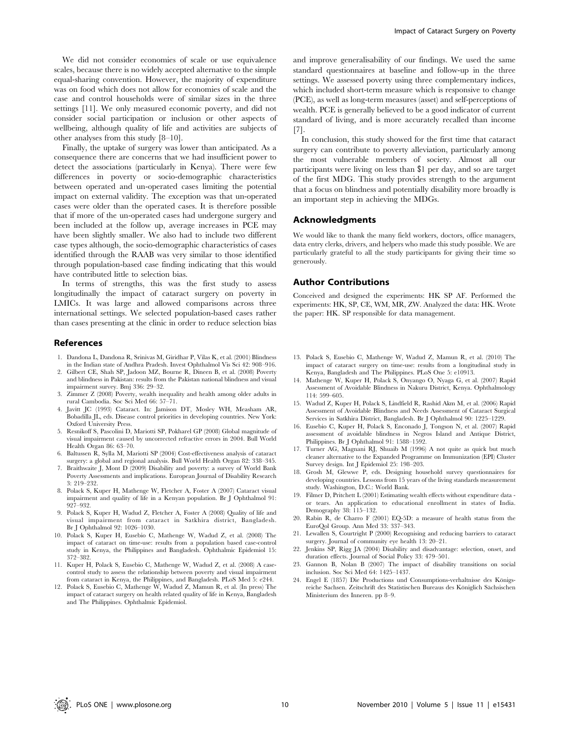We did not consider economies of scale or use equivalence scales, because there is no widely accepted alternative to the simple equal-sharing convention. However, the majority of expenditure was on food which does not allow for economies of scale and the case and control households were of similar sizes in the three settings [11]. We only measured economic poverty, and did not consider social participation or inclusion or other aspects of wellbeing, although quality of life and activities are subjects of other analyses from this study [8–10].

Finally, the uptake of surgery was lower than anticipated. As a consequence there are concerns that we had insufficient power to detect the associations (particularly in Kenya). There were few differences in poverty or socio-demographic characteristics between operated and un-operated cases limiting the potential impact on external validity. The exception was that un-operated cases were older than the operated cases. It is therefore possible that if more of the un-operated cases had undergone surgery and been included at the follow up, average increases in PCE may have been slightly smaller. We also had to include two different case types although, the socio-demographic characteristics of cases identified through the RAAB was very similar to those identified through population-based case finding indicating that this would have contributed little to selection bias.

In terms of strengths, this was the first study to assess longitudinally the impact of cataract surgery on poverty in LMICs. It was large and allowed comparisons across three international settings. We selected population-based cases rather than cases presenting at the clinic in order to reduce selection bias and improve generalisability of our findings. We used the same standard questionnaires at baseline and follow-up in the three settings. We assessed poverty using three complementary indices, which included short-term measure which is responsive to change (PCE), as well as long-term measures (asset) and self-perceptions of wealth. PCE is generally believed to be a good indicator of current standard of living, and is more accurately recalled than income [7].

In conclusion, this study showed for the first time that cataract surgery can contribute to poverty alleviation, particularly among the most vulnerable members of society. Almost all our participants were living on less than $1 per day, and so are target of the first MDG. This study provides strength to the argument that a focus on blindness and potentially disability more broadly is an important step in achieving the MDGs.

## Acknowledgments

We would like to thank the many field workers, doctors, office managers, data entry clerks, drivers, and helpers who made this study possible. We are particularly grateful to all the study participants for giving their time so generously.

## Author Contributions

Conceived and designed the experiments: HK SP AF. Performed the experiments: HK, SP, CE, WM, MR, ZW. Analyzed the data: HK. Wrote the paper: HK. SP responsible for data management.

## References

1. Dandona L, Dandona R, Srinivas M, Giridhar P, Vilas K, et al. (2001) Blindness in the Indian state of Andhra Pradesh. Invest Ophthalmol Vis Sci 42: 908–916.
2. Gilbert CE, Shah SP, Jadoon MZ, Bourne R, Dineen B, et al. (2008) Poverty and blindness in Pakistan: results from the Pakistan national blindness and visual impairment survey. Bmj 336: 29–32.
3. Zimmer Z (2008) Poverty, wealth inequality and health among older adults in rural Cambodia. Soc Sci Med 66: 57–71.
4. Javitt JC (1993) Cataract. In: Jamison DT, Mosley WH, Measham AR, Bobadilla JL, eds. Disease control priorities in developing countries. New York: Oxford University Press.
5. Resnikoff S, Pascolini D, Mariotti SP, Pokharel GP (2008) Global magnitude of visual impairment caused by uncorrected refractive errors in 2004. Bull World Health Organ 86: 63–70.
6. Baltussen R, Sylla M, Mariotti SP (2004) Cost-effectiveness analysis of cataract surgery: a global and regional analysis. Bull World Health Organ 82: 338–345.
7. Braithwaite J, Mont D (2009) Disability and poverty: a survey of World Bank Poverty Assessments and implications. European Journal of Disability Research 3: 219–232.
8. Polack S, Kuper H, Mathenge W, Fletcher A, Foster A (2007) Cataract visual impairment and quality of life in a Kenyan population. Br J Ophthalmol 91: 927–932.
9. Polack S, Kuper H, Wadud Z, Fletcher A, Foster A (2008) Quality of life and visual impairment from cataract in Satkhira district, Bangladesh. Br J Ophthalmol 92: 1026–1030.
10. Polack S, Kuper H, Eusebio C, Mathenge W, Wadud Z, et al. (2008) The impact of cataract on time-use: results from a population based case-control study in Kenya, the Philippines and Bangladesh. Ophthalmic Epidemiol 15: 372–382.
11. Kuper H, Polack S, Eusebio C, Mathenge W, Wadud Z, et al. (2008) A case-control study to assess the relationship between poverty and visual impairment from cataract in Kenya, the Philippines, and Bangladesh. PLoS Med 5: e244.
12. Polack S, Eusebio C, Mathenge W, Wadud Z, Mamun R, et al. (In press) The impact of cataract surgery on health related quality of life in Kenya, Bangladesh and The Philippines. Ophthalmic Epidemiol.
13. Polack S, Eusebio C, Mathenge W, Wadud Z, Mamun R, et al. (2010) The impact of cataract surgery on time-use: results from a longitudinal study in Kenya, Bangladesh and The Philippines. PLoS One 5: e10913.
14. Mathenge W, Kuper H, Polack S, Onyango O, Nyaga G, et al. (2007) Rapid Assessment of Avoidable Blindness in Nakuru District, Kenya. Ophthalmology 114: 599–605.
15. Wadud Z, Kuper H, Polack S, Lindfield R, Rashid Akm M, et al. (2006) Rapid Assessment of Avoidable Blindness and Needs Assessment of Cataract Surgical Services in Satkhira District, Bangladesh. Br J Ophthalmol 90: 1225–1229.
16. Eusebio C, Kuper H, Polack S, Enconado J, Tongson N, et al. (2007) Rapid assessment of avoidable blindness in Negros Island and Antique District, Philippines. Br J Ophthalmol 91: 1588–1592.
17. Turner AG, Magnani RJ, Shuaib M (1996) A not quite as quick but much cleaner alternative to the Expanded Programme on Immunization (EPI) Cluster Survey design. Int J Epidemiol 25: 198–203.
18. Grosh M, Glewwe P, eds. Designing household survey questionnaires for developing countries. Lessons from 15 years of the living standards measurement study. Washington, D.C.: World Bank.
19. Filmer D, Pritchett L (2001) Estimating wealth effects without expenditure data - or tears. An application to educational enrollment in states of India. Demography 38: 115–132.
20. Rabin R, de Charro F (2001) EQ-5D: a measure of health status from the EuroQol Group. Ann Med 33: 337–343.
21. Lewallen S, Courtright P (2000) Recognising and reducing barriers to cataract surgery. Journal of community eye health 13: 20–21.
22. Jenkins SP, Rigg JA (2004) Disability and disadvantage: selection, onset, and duration effects. Journal of Social Policy 33: 479–501.
23. Gannon B, Nolan B (2007) The impact of disability transitions on social inclusion. Soc Sci Med 64: 1425–1437.
24. Engel E (1857) Die Productions und Consumptions-verhaltnisse des Königsreiche Sachsen. Zeitschrift des Statistischen Bureaus des Königlich Sächsischen Ministerium des Inneren. pp 8–9.